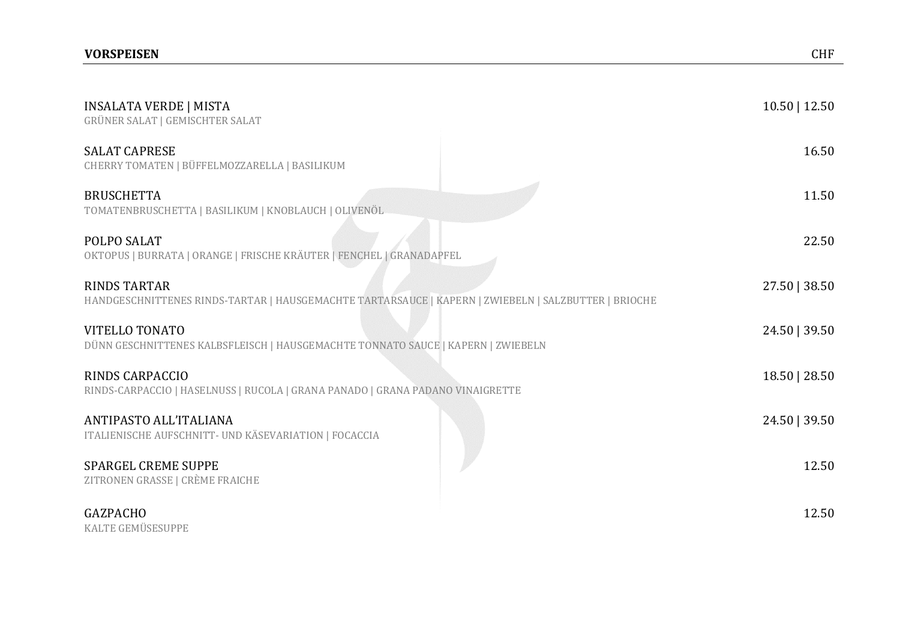## VORSPEISEN

| | CHF |
|---|---|
| INSALATA VERDE \| MISTA<br>GRÜNER SALAT \| GEMISCHTER SALAT | 10.50 \| 12.50 |
| SALAT CAPRESE<br>CHERRY TOMATEN \| BÜFFELMOZZARELLA \| BASILIKUM | 16.50 |
| BRUSCHETTA<br>TOMATENBRUSCHETTA \| BASILIKUM \| KNOBLAUCH \| OLIVENÖL | 11.50 |
| POLPO SALAT<br>OKTOPUS \| BURRATA \| ORANGE \| FRISCHE KRÄUTER \| FENCHEL \| GRANADAPFEL | 22.50 |
| RINDS TARTAR<br>HANDGESCHNITTENES RINDS-TARTAR \| HAUSGEMACHTE TARTARSAUCE \| KAPERN \| ZWIEBELN \| SALZBUTTER \| BRIOCHE | 27.50 \| 38.50 |
| VITELLO TONATO<br>DÜNN GESCHNITTENES KALBSFLEISCH \| HAUSGEMACHTE TONNATO SAUCE \| KAPERN \| ZWIEBELN | 24.50 \| 39.50 |
| RINDS CARPACCIO<br>RINDS-CARPACCIO \| HASELNUSS \| RUCOLA \| GRANA PANADO \| GRANA PADANO VINAIGRETTE | 18.50 \| 28.50 |
| ANTIPASTO ALL'ITALIANA<br>ITALIENISCHE AUFSCHNITT- UND KÄSEVARIATION \| FOCACCIA | 24.50 \| 39.50 |
| SPARGEL CREME SUPPE<br>ZITRONEN GRASSE \| CRÈME FRAICHE | 12.50 |
| GAZPACHO<br>KALTE GEMÜSESUPPE | 12.50 |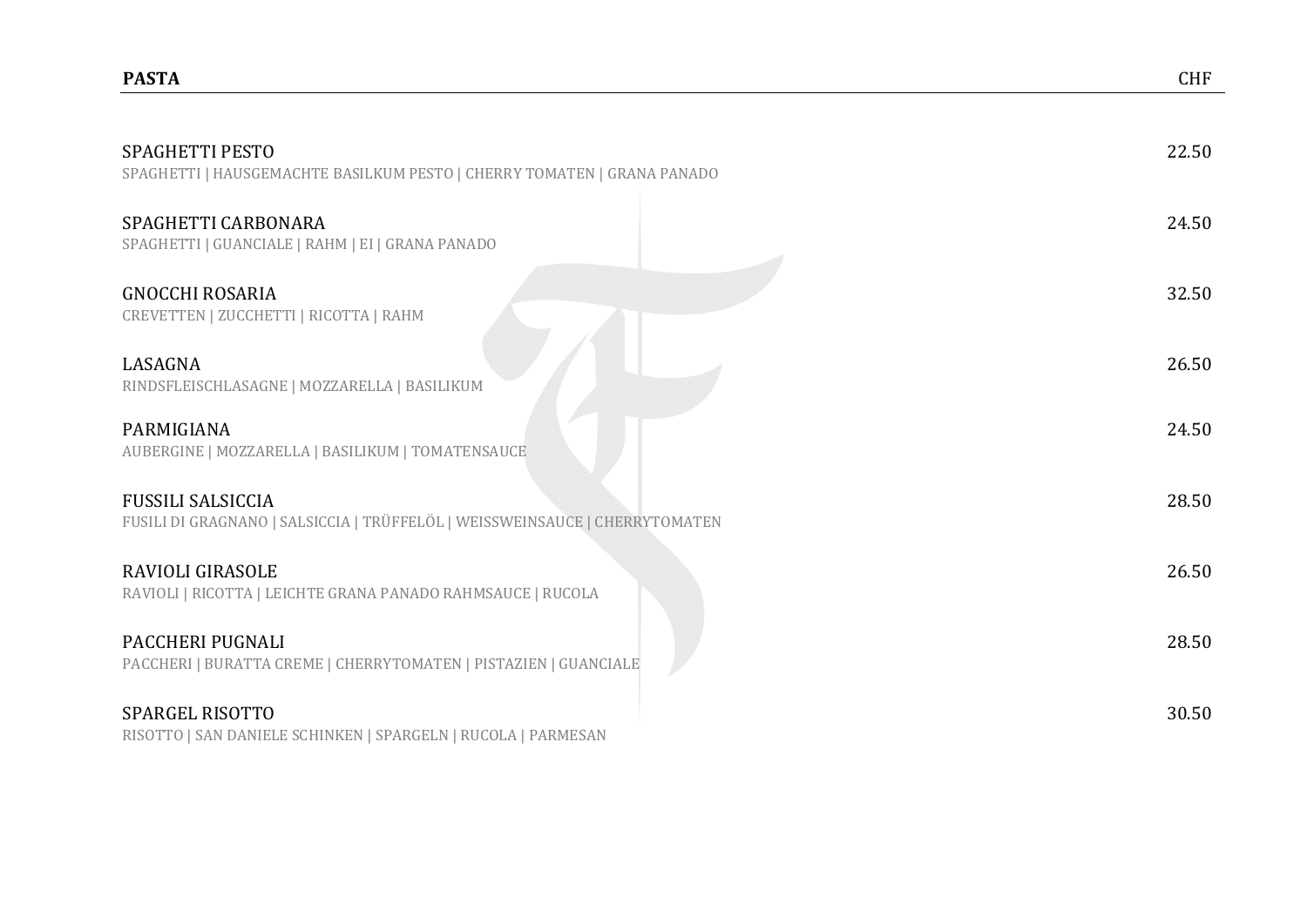## PASTA

CHF

**SPAGHETTI PESTO** 22.50
SPAGHETTI | HAUSGEMACHTE BASILKUM PESTO | CHERRY TOMATEN | GRANA PANADO

**SPAGHETTI CARBONARA** 24.50
SPAGHETTI | GUANCIALE | RAHM | EI | GRANA PANADO

**GNOCCHI ROSARIA** 32.50
CREVETTEN | ZUCCHETTI | RICOTTA | RAHM

**LASAGNA** 26.50
RINDSFLEISCHLASAGNE | MOZZARELLA | BASILIKUM

**PARMIGIANA** 24.50
AUBERGINE | MOZZARELLA | BASILIKUM | TOMATENSAUCE

**FUSSILI SALSICCIA** 28.50
FUSILI DI GRAGNANO | SALSICCIA | TRÜFFELÖL | WEISSWEINSAUCE | CHERRYTOMATEN

**RAVIOLI GIRASOLE** 26.50
RAVIOLI | RICOTTA | LEICHTE GRANA PANADO RAHMSAUCE | RUCOLA

**PACCHERI PUGNALI** 28.50
PACCHERI | BURATTA CREME | CHERRYTOMATEN | PISTAZIEN | GUANCIALE

**SPARGEL RISOTTO** 30.50
RISOTTO | SAN DANIELE SCHINKEN | SPARGELN | RUCOLA | PARMESAN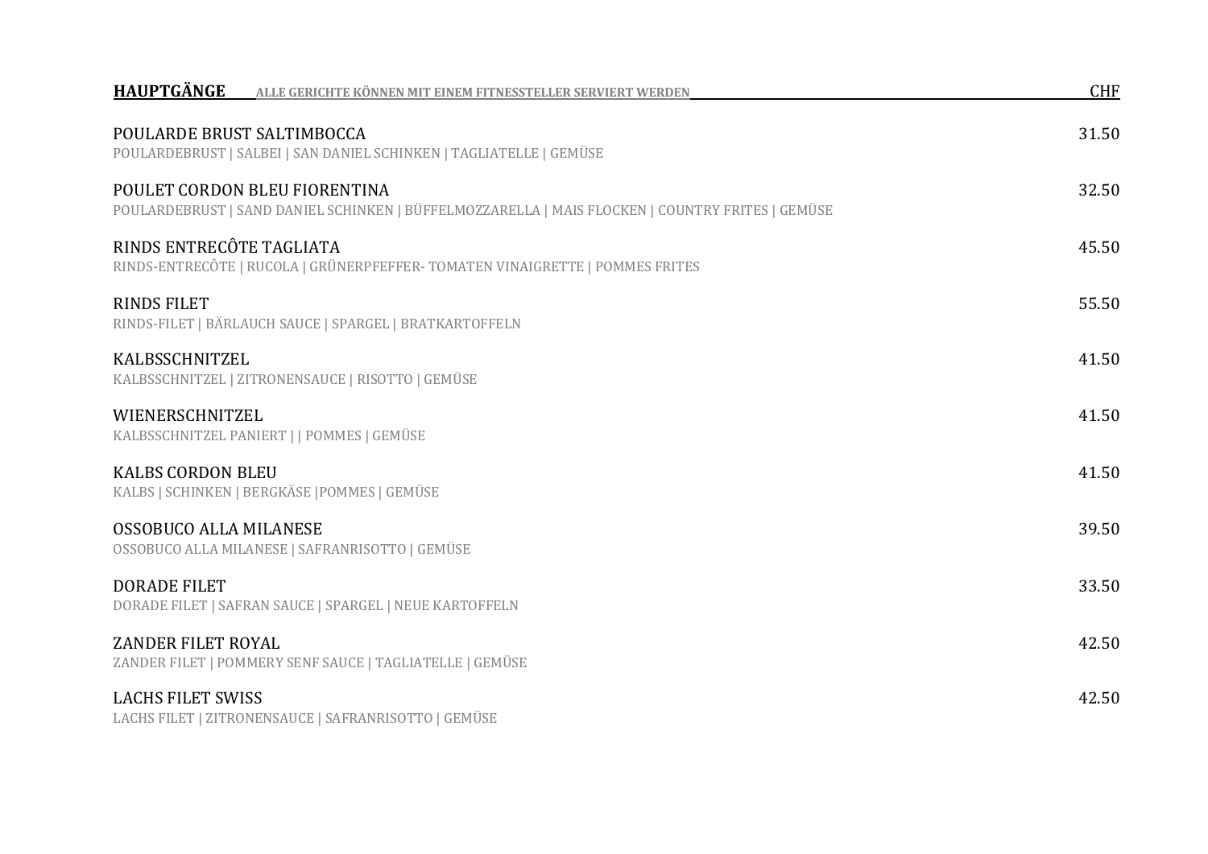## HAUPTGÄNGE

ALLE GERICHTE KÖNNEN MIT EINEM FITNESSTELLER SERVIERT WERDEN — CHF

**POULARDE BRUST SALTIMBOCCA** — 31.50
POULARDEBRUST | SALBEI | SAN DANIEL SCHINKEN | TAGLIATELLE | GEMÜSE

**POULET CORDON BLEU FIORENTINA** — 32.50
POULARDEBRUST | SAND DANIEL SCHINKEN | BÜFFELMOZZARELLA | MAIS FLOCKEN | COUNTRY FRITES | GEMÜSE

**RINDS ENTRECÔTE TAGLIATA** — 45.50
RINDS-ENTRECÔTE | RUCOLA | GRÜNERPFEFFER- TOMATEN VINAIGRETTE | POMMES FRITES

**RINDS FILET** — 55.50
RINDS-FILET | BÄRLAUCH SAUCE | SPARGEL | BRATKARTOFFELN

**KALBSSCHNITZEL** — 41.50
KALBSSCHNITZEL | ZITRONENSAUCE | RISOTTO | GEMÜSE

**WIENERSCHNITZEL** — 41.50
KALBSSCHNITZEL PANIERT | | POMMES | GEMÜSE

**KALBS CORDON BLEU** — 41.50
KALBS | SCHINKEN | BERGKÄSE |POMMES | GEMÜSE

**OSSOBUCO ALLA MILANESE** — 39.50
OSSOBUCO ALLA MILANESE | SAFRANRISOTTO | GEMÜSE

**DORADE FILET** — 33.50
DORADE FILET | SAFRAN SAUCE | SPARGEL | NEUE KARTOFFELN

**ZANDER FILET ROYAL** — 42.50
ZANDER FILET | POMMERY SENF SAUCE | TAGLIATELLE | GEMÜSE

**LACHS FILET SWISS** — 42.50
LACHS FILET | ZITRONENSAUCE | SAFRANRISOTTO | GEMÜSE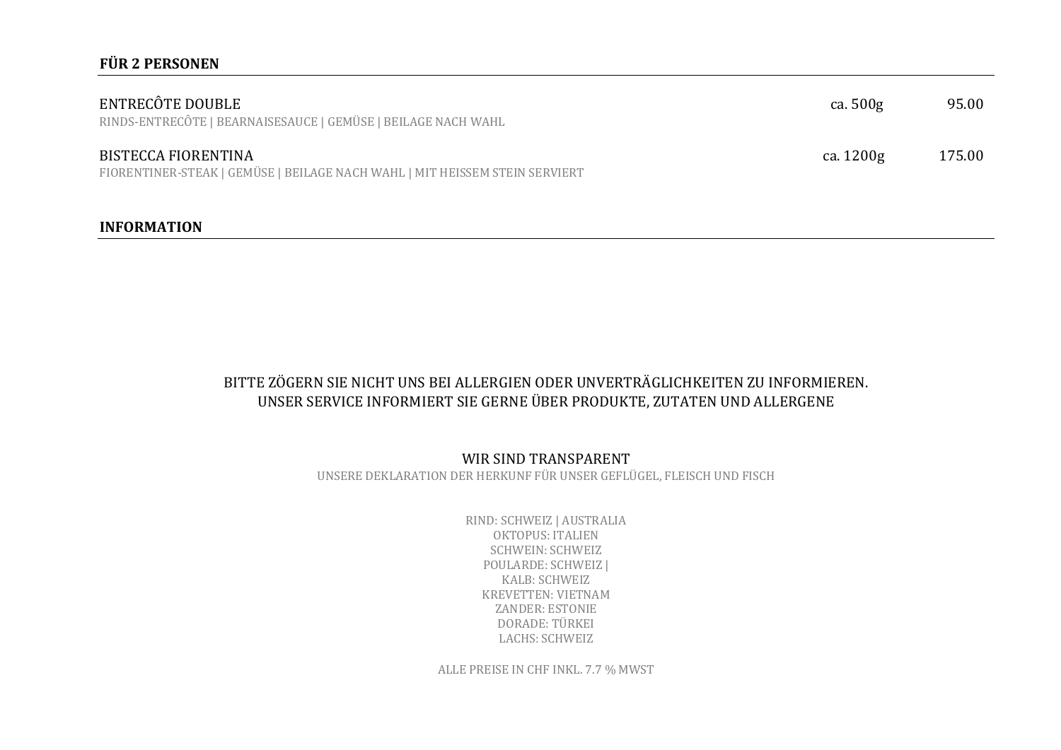## FÜR 2 PERSONEN

| | | |
|---|---|---|
| ENTRECÔTE DOUBLE<br>RINDS-ENTRECÔTE \| BEARNAISESAUCE \| GEMÜSE \| BEILAGE NACH WAHL | ca. 500g | 95.00 |
| BISTECCA FIORENTINA<br>FIORENTINER-STEAK \| GEMÜSE \| BEILAGE NACH WAHL \| MIT HEISSEM STEIN SERVIERT | ca. 1200g | 175.00 |

## INFORMATION

BITTE ZÖGERN SIE NICHT UNS BEI ALLERGIEN ODER UNVERTRÄGLICHKEITEN ZU INFORMIEREN.
UNSER SERVICE INFORMIERT SIE GERNE ÜBER PRODUKTE, ZUTATEN UND ALLERGENE

WIR SIND TRANSPARENT

UNSERE DEKLARATION DER HERKUNF FÜR UNSER GEFLÜGEL, FLEISCH UND FISCH

RIND: SCHWEIZ | AUSTRALIA
OKTOPUS: ITALIEN
SCHWEIN: SCHWEIZ
POULARDE: SCHWEIZ |
KALB: SCHWEIZ
KREVETTEN: VIETNAM
ZANDER: ESTONIE
DORADE: TÜRKEI
LACHS: SCHWEIZ

ALLE PREISE IN CHF INKL. 7.7 % MWST